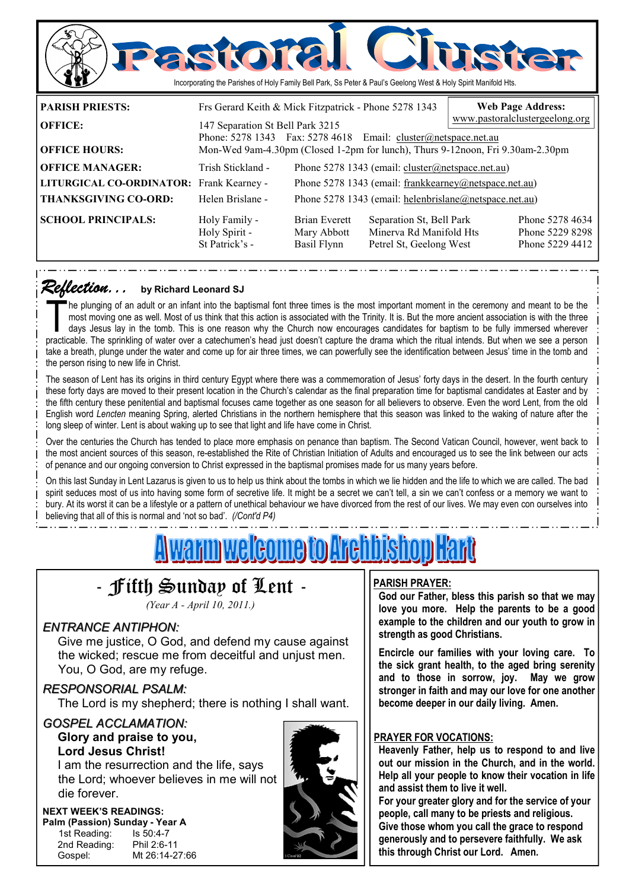# Pastoral Cluster

Incorporating the Parishes of Holy Family Bell Park, Ss Peter & Paul's Geelong West & Holy Spirit Manifold Hts.

**PARISH PRIESTS:** Frs Gerard Keith & Mick Fitzpatrick - Phone 5278 1343

**Web Page Address:** www.pastoralclustergeelong.org

**OFFICE:** 147 Separation St Bell Park 3215
Phone: 5278 1343 Fax: 5278 4618 Email: cluster@netspace.net.au

**OFFICE HOURS:** Mon-Wed 9am-4.30pm (Closed 1-2pm for lunch), Thurs 9-12noon, Fri 9.30am-2.30pm

**OFFICE MANAGER:** Trish Stickland - Phone 5278 1343 (email: cluster@netspace.net.au)

**LITURGICAL CO-ORDINATOR:** Frank Kearney - Phone 5278 1343 (email: frankkearney@netspace.net.au)

**THANKSGIVING CO-ORD:** Helen Brislane - Phone 5278 1343 (email: helenbrislane@netspace.net.au)

**SCHOOL PRINCIPALS:**

| School | Principal | Address | Phone |
|---|---|---|---|
| Holy Family - | Brian Everett | Separation St, Bell Park | Phone 5278 4634 |
| Holy Spirit - | Mary Abbott | Minerva Rd Manifold Hts | Phone 5229 8298 |
| St Patrick's - | Basil Flynn | Petrel St, Geelong West | Phone 5229 4412 |

## *Reflection...* by Richard Leonard SJ

The plunging of an adult or an infant into the baptismal font three times is the most important moment in the ceremony and meant to be the most moving one as well. Most of us think that this action is associated with the Trinity. It is. But the more ancient association is with the three days Jesus lay in the tomb. This is one reason why the Church now encourages candidates for baptism to be fully immersed wherever practicable. The sprinkling of water over a catechumen's head just doesn't capture the drama which the ritual intends. But when we see a person take a breath, plunge under the water and come up for air three times, we can powerfully see the identification between Jesus' time in the tomb and the person rising to new life in Christ.

The season of Lent has its origins in third century Egypt where there was a commemoration of Jesus' forty days in the desert. In the fourth century these forty days are moved to their present location in the Church's calendar as the final preparation time for baptismal candidates at Easter and by the fifth century these penitential and baptismal focuses came together as one season for all believers to observe. Even the word Lent, from the old English word *Lencten* meaning Spring, alerted Christians in the northern hemisphere that this season was linked to the waking of nature after the long sleep of winter. Lent is about waking up to see that light and life have come in Christ.

Over the centuries the Church has tended to place more emphasis on penance than baptism. The Second Vatican Council, however, went back to the most ancient sources of this season, re-established the Rite of Christian Initiation of Adults and encouraged us to see the link between our acts of penance and our ongoing conversion to Christ expressed in the baptismal promises made for us many years before.

On this last Sunday in Lent Lazarus is given to us to help us think about the tombs in which we lie hidden and the life to which we are called. The bad spirit seduces most of us into having some form of secretive life. It might be a secret we can't tell, a sin we can't confess or a memory we want to bury. At its worst it can be a lifestyle or a pattern of unethical behaviour we have divorced from the rest of our lives. We may even con ourselves into believing that all of this is normal and 'not so bad'. *(/Cont'd P4)*

# A warm welcome to Archbishop Hart

## - Fifth Sunday of Lent -

*(Year A - April 10, 2011.)*

### *ENTRANCE ANTIPHON:*

Give me justice, O God, and defend my cause against the wicked; rescue me from deceitful and unjust men. You, O God, are my refuge.

### *RESPONSORIAL PSALM:*

The Lord is my shepherd; there is nothing I shall want.

### *GOSPEL ACCLAMATION:*

**Glory and praise to you, Lord Jesus Christ!**
I am the resurrection and the life, says the Lord; whoever believes in me will not die forever.

**NEXT WEEK'S READINGS:**
**Palm (Passion) Sunday - Year A**

| | |
|---|---|
| 1st Reading: | Is 50:4-7 |
| 2nd Reading: | Phil 2:6-11 |
| Gospel: | Mt 26:14-27:66 |

### PARISH PRAYER:

**God our Father, bless this parish so that we may love you more. Help the parents to be a good example to the children and our youth to grow in strength as good Christians.**

**Encircle our families with your loving care. To the sick grant health, to the aged bring serenity and to those in sorrow, joy. May we grow stronger in faith and may our love for one another become deeper in our daily living. Amen.**

### PRAYER FOR VOCATIONS:

**Heavenly Father, help us to respond to and live out our mission in the Church, and in the world. Help all your people to know their vocation in life and assist them to live it well.**
**For your greater glory and for the service of your people, call many to be priests and religious. Give those whom you call the grace to respond generously and to persevere faithfully. We ask this through Christ our Lord. Amen.**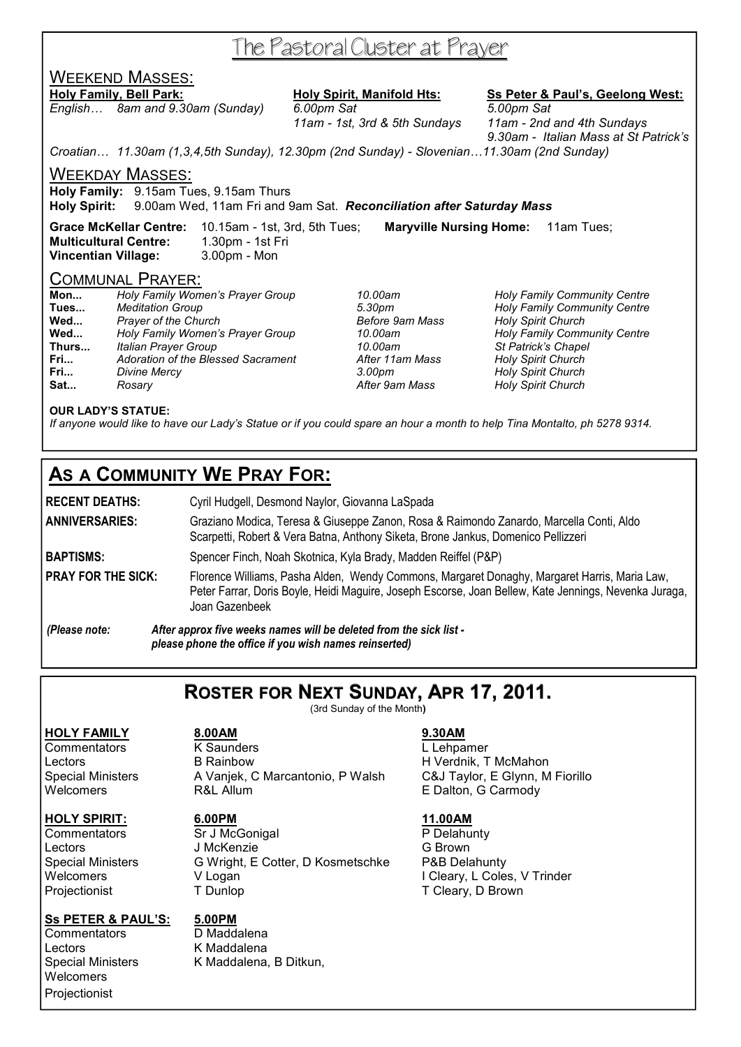# The Pastoral Cluster at Prayer

## WEEKEND MASSES:

**Holy Family, Bell Park:**
*English… 8am and 9.30am (Sunday)*

**Holy Spirit, Manifold Hts:**
*6.00pm Sat*
*11am - 1st, 3rd & 5th Sundays*

**Ss Peter & Paul's, Geelong West:**
*5.00pm Sat*
*11am - 2nd and 4th Sundays*
*9.30am - Italian Mass at St Patrick's*

*Croatian… 11.30am (1,3,4,5th Sunday), 12.30pm (2nd Sunday) - Slovenian…11.30am (2nd Sunday)*

## WEEKDAY MASSES:

**Holy Family:** 9.15am Tues, 9.15am Thurs
**Holy Spirit:** 9.00am Wed, 11am Fri and 9am Sat. ***Reconciliation after Saturday Mass***

**Grace McKellar Centre:** 10.15am - 1st, 3rd, 5th Tues; **Maryville Nursing Home:** 11am Tues;
**Multicultural Centre:** 1.30pm - 1st Fri
**Vincentian Village:** 3.00pm - Mon

## COMMUNAL PRAYER:

| | | | |
|---|---|---|---|
| **Mon...** | *Holy Family Women's Prayer Group* | *10.00am* | *Holy Family Community Centre* |
| **Tues...** | *Meditation Group* | *5.30pm* | *Holy Family Community Centre* |
| **Wed...** | *Prayer of the Church* | *Before 9am Mass* | *Holy Spirit Church* |
| **Wed...** | *Holy Family Women's Prayer Group* | *10.00am* | *Holy Family Community Centre* |
| **Thurs...** | *Italian Prayer Group* | *10.00am* | *St Patrick's Chapel* |
| **Fri...** | *Adoration of the Blessed Sacrament* | *After 11am Mass* | *Holy Spirit Church* |
| **Fri...** | *Divine Mercy* | *3.00pm* | *Holy Spirit Church* |
| **Sat...** | *Rosary* | *After 9am Mass* | *Holy Spirit Church* |

**OUR LADY'S STATUE:**
*If anyone would like to have our Lady's Statue or if you could spare an hour a month to help Tina Montalto, ph 5278 9314.*

## AS A COMMUNITY WE PRAY FOR:

**RECENT DEATHS:** Cyril Hudgell, Desmond Naylor, Giovanna LaSpada

**ANNIVERSARIES:** Graziano Modica, Teresa & Giuseppe Zanon, Rosa & Raimondo Zanardo, Marcella Conti, Aldo Scarpetti, Robert & Vera Batna, Anthony Siketa, Brone Jankus, Domenico Pellizzeri

**BAPTISMS:** Spencer Finch, Noah Skotnica, Kyla Brady, Madden Reiffel (P&P)

**PRAY FOR THE SICK:** Florence Williams, Pasha Alden, Wendy Commons, Margaret Donaghy, Margaret Harris, Maria Law, Peter Farrar, Doris Boyle, Heidi Maguire, Joseph Escorse, Joan Bellew, Kate Jennings, Nevenka Juraga, Joan Gazenbeek

*(Please note: **After approx five weeks names will be deleted from the sick list - please phone the office if you wish names reinserted)***

## ROSTER FOR NEXT SUNDAY, APR 17, 2011.

(3rd Sunday of the Month)

| **HOLY FAMILY** | **8.00AM** | **9.30AM** |
|---|---|---|
| Commentators | K Saunders | L Lehpamer |
| Lectors | B Rainbow | H Verdnik, T McMahon |
| Special Ministers | A Vanjek, C Marcantonio, P Walsh | C&J Taylor, E Glynn, M Fiorillo |
| Welcomers | R&L Allum | E Dalton, G Carmody |

| **HOLY SPIRIT:** | **6.00PM** | **11.00AM** |
|---|---|---|
| Commentators | Sr J McGonigal | P Delahunty |
| Lectors | J McKenzie | G Brown |
| Special Ministers | G Wright, E Cotter, D Kosmetschke | P&B Delahunty |
| Welcomers | V Logan | I Cleary, L Coles, V Trinder |
| Projectionist | T Dunlop | T Cleary, D Brown |

| **Ss PETER & PAUL'S:** | **5.00PM** |
|---|---|
| Commentators | D Maddalena |
| Lectors | K Maddalena |
| Special Ministers | K Maddalena, B Ditkun, |
| Welcomers | |
| Projectionist | |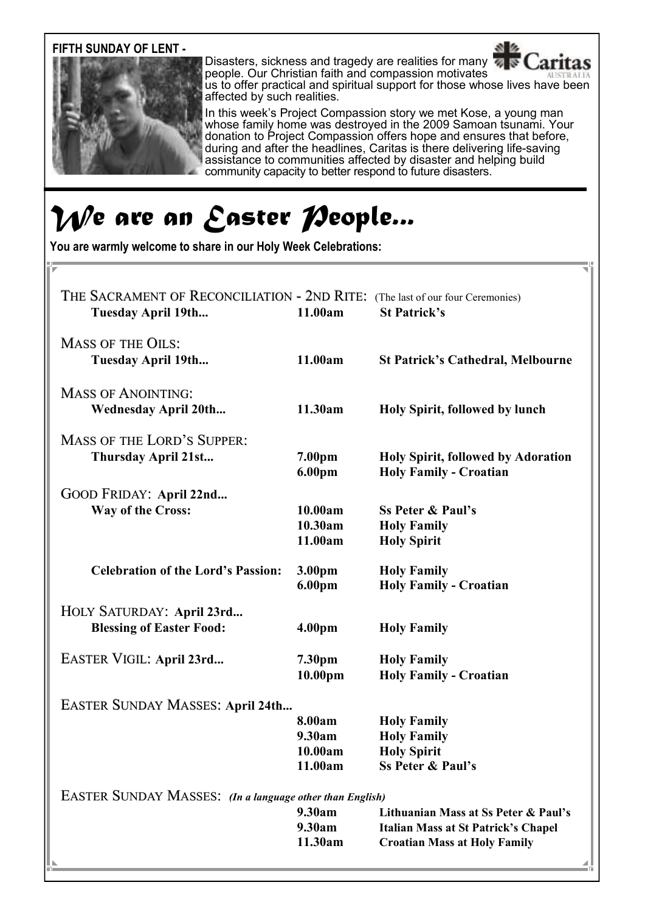**FIFTH SUNDAY OF LENT -**

Disasters, sickness and tragedy are realities for many people. Our Christian faith and compassion motivates us to offer practical and spiritual support for those whose lives have been affected by such realities.

In this week's Project Compassion story we met Kose, a young man whose family home was destroyed in the 2009 Samoan tsunami. Your donation to Project Compassion offers hope and ensures that before, during and after the headlines, Caritas is there delivering life-saving assistance to communities affected by disaster and helping build community capacity to better respond to future disasters.

# *We are an Easter People...*

**You are warmly welcome to share in our Holy Week Celebrations:**

THE SACRAMENT OF RECONCILIATION - 2ND RITE: (The last of our four Ceremonies)

| | | |
|---|---|---|
| **Tuesday April 19th...** | **11.00am** | **St Patrick's** |

MASS OF THE OILS:

| | | |
|---|---|---|
| **Tuesday April 19th...** | **11.00am** | **St Patrick's Cathedral, Melbourne** |

MASS OF ANOINTING:

| | | |
|---|---|---|
| **Wednesday April 20th...** | **11.30am** | **Holy Spirit, followed by lunch** |

MASS OF THE LORD'S SUPPER:

| | | |
|---|---|---|
| **Thursday April 21st...** | **7.00pm** | **Holy Spirit, followed by Adoration** |
| | **6.00pm** | **Holy Family - Croatian** |

GOOD FRIDAY: **April 22nd...**

| | | |
|---|---|---|
| **Way of the Cross:** | **10.00am** | **Ss Peter & Paul's** |
| | **10.30am** | **Holy Family** |
| | **11.00am** | **Holy Spirit** |
| **Celebration of the Lord's Passion:** | **3.00pm** | **Holy Family** |
| | **6.00pm** | **Holy Family - Croatian** |

HOLY SATURDAY: **April 23rd...**

| | | |
|---|---|---|
| **Blessing of Easter Food:** | **4.00pm** | **Holy Family** |

EASTER VIGIL: **April 23rd...**

| | |
|---|---|
| **7.30pm** | **Holy Family** |
| **10.00pm** | **Holy Family - Croatian** |

EASTER SUNDAY MASSES: **April 24th...**

| | |
|---|---|
| **8.00am** | **Holy Family** |
| **9.30am** | **Holy Family** |
| **10.00am** | **Holy Spirit** |
| **11.00am** | **Ss Peter & Paul's** |

EASTER SUNDAY MASSES: ***(In a language other than English)***

| | |
|---|---|
| **9.30am** | **Lithuanian Mass at Ss Peter & Paul's** |
| **9.30am** | **Italian Mass at St Patrick's Chapel** |
| **11.30am** | **Croatian Mass at Holy Family** |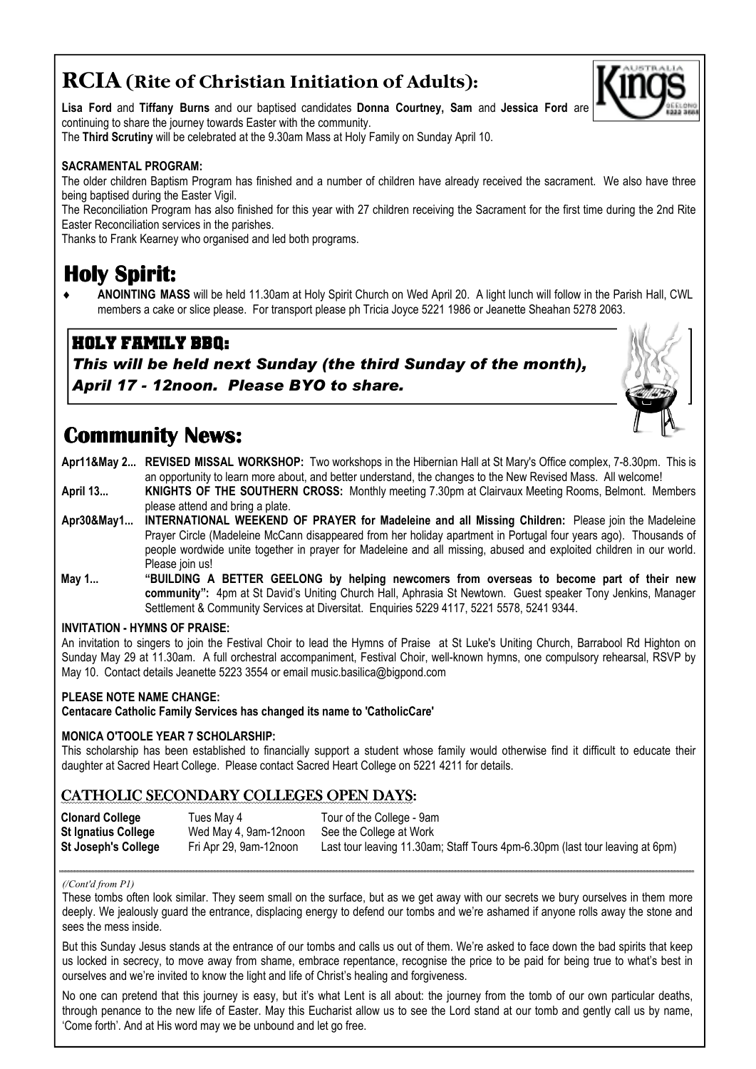# RCIA (Rite of Christian Initiation of Adults):

**Lisa Ford** and **Tiffany Burns** and our baptised candidates **Donna Courtney, Sam** and **Jessica Ford** are continuing to share the journey towards Easter with the community.

The **Third Scrutiny** will be celebrated at the 9.30am Mass at Holy Family on Sunday April 10.

**SACRAMENTAL PROGRAM:**

The older children Baptism Program has finished and a number of children have already received the sacrament. We also have three being baptised during the Easter Vigil.

The Reconciliation Program has also finished for this year with 27 children receiving the Sacrament for the first time during the 2nd Rite Easter Reconciliation services in the parishes.

Thanks to Frank Kearney who organised and led both programs.

# Holy Spirit:

- **ANOINTING MASS** will be held 11.30am at Holy Spirit Church on Wed April 20. A light lunch will follow in the Parish Hall, CWL members a cake or slice please. For transport please ph Tricia Joyce 5221 1986 or Jeanette Sheahan 5278 2063.

## HOLY FAMILY BBQ:

*This will be held next Sunday (the third Sunday of the month), April 17 - 12noon. Please BYO to share.*

# Community News:

**Apr11&May 2...** **REVISED MISSAL WORKSHOP:** Two workshops in the Hibernian Hall at St Mary's Office complex, 7-8.30pm. This is an opportunity to learn more about, and better understand, the changes to the New Revised Mass. All welcome!

**April 13...** **KNIGHTS OF THE SOUTHERN CROSS:** Monthly meeting 7.30pm at Clairvaux Meeting Rooms, Belmont. Members please attend and bring a plate.

**Apr30&May1...** **INTERNATIONAL WEEKEND OF PRAYER for Madeleine and all Missing Children:** Please join the Madeleine Prayer Circle (Madeleine McCann disappeared from her holiday apartment in Portugal four years ago). Thousands of people wordwide unite together in prayer for Madeleine and all missing, abused and exploited children in our world. Please join us!

**May 1...** **"BUILDING A BETTER GEELONG by helping newcomers from overseas to become part of their new community":** 4pm at St David's Uniting Church Hall, Aphrasia St Newtown. Guest speaker Tony Jenkins, Manager Settlement & Community Services at Diversitat. Enquiries 5229 4117, 5221 5578, 5241 9344.

**INVITATION - HYMNS OF PRAISE:**

An invitation to singers to join the Festival Choir to lead the Hymns of Praise at St Luke's Uniting Church, Barrabool Rd Highton on Sunday May 29 at 11.30am. A full orchestral accompaniment, Festival Choir, well-known hymns, one compulsory rehearsal, RSVP by May 10. Contact details Jeanette 5223 3554 or email music.basilica@bigpond.com

**PLEASE NOTE NAME CHANGE:**

**Centacare Catholic Family Services has changed its name to 'CatholicCare'**

**MONICA O'TOOLE YEAR 7 SCHOLARSHIP:**

This scholarship has been established to financially support a student whose family would otherwise find it difficult to educate their daughter at Sacred Heart College. Please contact Sacred Heart College on 5221 4211 for details.

## CATHOLIC SECONDARY COLLEGES OPEN DAYS:

| | | |
|---|---|---|
| **Clonard College** | Tues May 4 | Tour of the College - 9am |
| **St Ignatius College** | Wed May 4, 9am-12noon | See the College at Work |
| **St Joseph's College** | Fri Apr 29, 9am-12noon | Last tour leaving 11.30am; Staff Tours 4pm-6.30pm (last tour leaving at 6pm) |

*(/Cont'd from P1)*

These tombs often look similar. They seem small on the surface, but as we get away with our secrets we bury ourselves in them more deeply. We jealously guard the entrance, displacing energy to defend our tombs and we're ashamed if anyone rolls away the stone and sees the mess inside.

But this Sunday Jesus stands at the entrance of our tombs and calls us out of them. We're asked to face down the bad spirits that keep us locked in secrecy, to move away from shame, embrace repentance, recognise the price to be paid for being true to what's best in ourselves and we're invited to know the light and life of Christ's healing and forgiveness.

No one can pretend that this journey is easy, but it's what Lent is all about: the journey from the tomb of our own particular deaths, through penance to the new life of Easter. May this Eucharist allow us to see the Lord stand at our tomb and gently call us by name, 'Come forth'. And at His word may we be unbound and let go free.